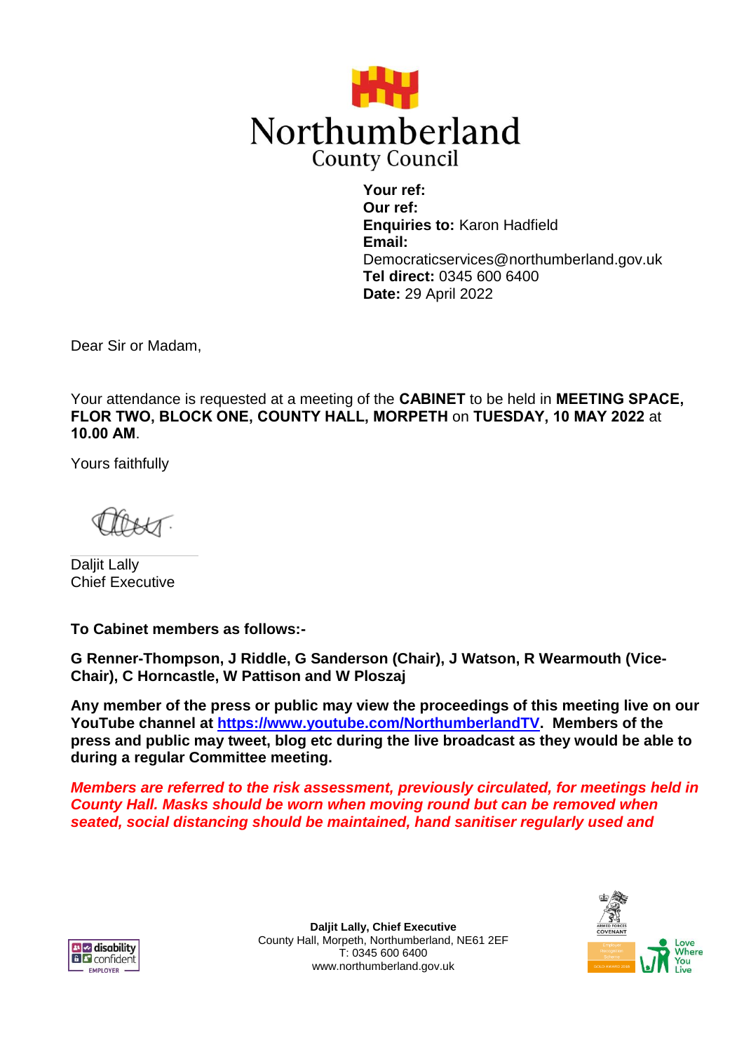Northumberland
County Council

**Your ref:**
**Our ref:**
**Enquiries to:** Karon Hadfield
**Email:** Democraticservices@northumberland.gov.uk
**Tel direct:** 0345 600 6400
**Date:** 29 April 2022

Dear Sir or Madam,

Your attendance is requested at a meeting of the **CABINET** to be held in **MEETING SPACE, FLOR TWO, BLOCK ONE, COUNTY HALL, MORPETH** on **TUESDAY, 10 MAY 2022** at **10.00 AM**.

Yours faithfully

Daljit Lally
Chief Executive

**To Cabinet members as follows:-**

**G Renner-Thompson, J Riddle, G Sanderson (Chair), J Watson, R Wearmouth (Vice-Chair), C Horncastle, W Pattison and W Ploszaj**

**Any member of the press or public may view the proceedings of this meeting live on our YouTube channel at [https://www.youtube.com/NorthumberlandTV](https://www.youtube.com/NorthumberlandTV). Members of the press and public may tweet, blog etc during the live broadcast as they would be able to during a regular Committee meeting.**

***Members are referred to the risk assessment, previously circulated, for meetings held in County Hall. Masks should be worn when moving round but can be removed when seated, social distancing should be maintained, hand sanitiser regularly used and***

**Daljit Lally, Chief Executive**
County Hall, Morpeth, Northumberland, NE61 2EF
T: 0345 600 6400
www.northumberland.gov.uk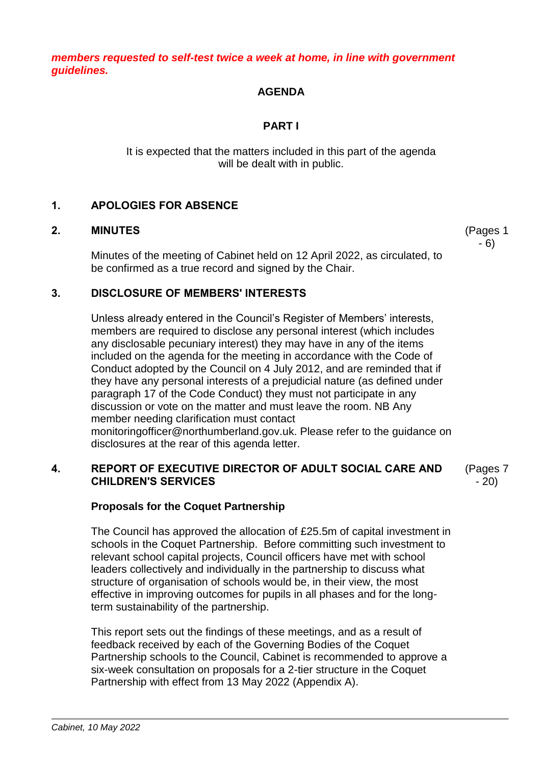***members requested to self-test twice a week at home, in line with government guidelines.***

## AGENDA

## PART I

It is expected that the matters included in this part of the agenda will be dealt with in public.

### 1. APOLOGIES FOR ABSENCE

### 2. MINUTES (Pages 1 - 6)

Minutes of the meeting of Cabinet held on 12 April 2022, as circulated, to be confirmed as a true record and signed by the Chair.

### 3. DISCLOSURE OF MEMBERS' INTERESTS

Unless already entered in the Council's Register of Members' interests, members are required to disclose any personal interest (which includes any disclosable pecuniary interest) they may have in any of the items included on the agenda for the meeting in accordance with the Code of Conduct adopted by the Council on 4 July 2012, and are reminded that if they have any personal interests of a prejudicial nature (as defined under paragraph 17 of the Code Conduct) they must not participate in any discussion or vote on the matter and must leave the room. NB Any member needing clarification must contact monitoringofficer@northumberland.gov.uk. Please refer to the guidance on disclosures at the rear of this agenda letter.

### 4. REPORT OF EXECUTIVE DIRECTOR OF ADULT SOCIAL CARE AND CHILDREN'S SERVICES (Pages 7 - 20)

**Proposals for the Coquet Partnership**

The Council has approved the allocation of £25.5m of capital investment in schools in the Coquet Partnership. Before committing such investment to relevant school capital projects, Council officers have met with school leaders collectively and individually in the partnership to discuss what structure of organisation of schools would be, in their view, the most effective in improving outcomes for pupils in all phases and for the long-term sustainability of the partnership.

This report sets out the findings of these meetings, and as a result of feedback received by each of the Governing Bodies of the Coquet Partnership schools to the Council, Cabinet is recommended to approve a six-week consultation on proposals for a 2-tier structure in the Coquet Partnership with effect from 13 May 2022 (Appendix A).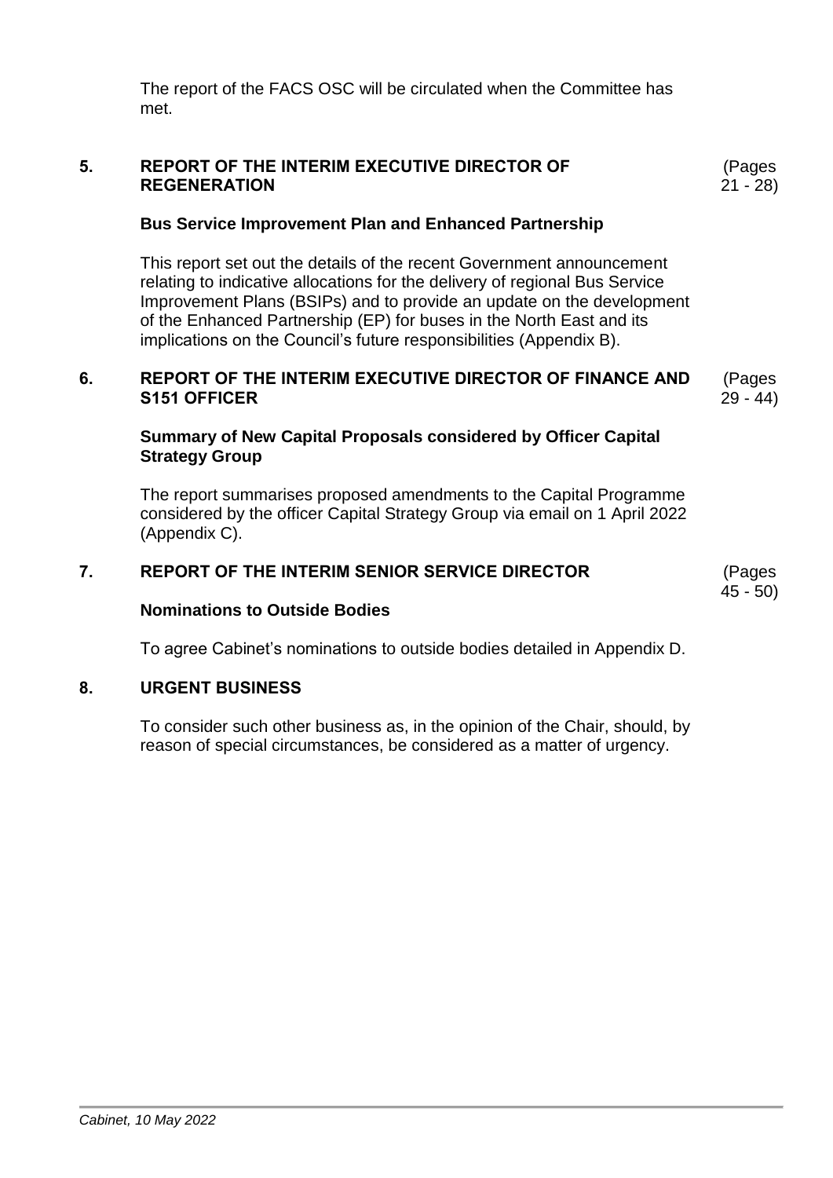The report of the FACS OSC will be circulated when the Committee has met.

**5. REPORT OF THE INTERIM EXECUTIVE DIRECTOR OF REGENERATION** (Pages 21 - 28)

**Bus Service Improvement Plan and Enhanced Partnership**

This report set out the details of the recent Government announcement relating to indicative allocations for the delivery of regional Bus Service Improvement Plans (BSIPs) and to provide an update on the development of the Enhanced Partnership (EP) for buses in the North East and its implications on the Council's future responsibilities (Appendix B).

**6. REPORT OF THE INTERIM EXECUTIVE DIRECTOR OF FINANCE AND S151 OFFICER** (Pages 29 - 44)

**Summary of New Capital Proposals considered by Officer Capital Strategy Group**

The report summarises proposed amendments to the Capital Programme considered by the officer Capital Strategy Group via email on 1 April 2022 (Appendix C).

**7. REPORT OF THE INTERIM SENIOR SERVICE DIRECTOR** (Pages 45 - 50)

**Nominations to Outside Bodies**

To agree Cabinet's nominations to outside bodies detailed in Appendix D.

**8. URGENT BUSINESS**

To consider such other business as, in the opinion of the Chair, should, by reason of special circumstances, be considered as a matter of urgency.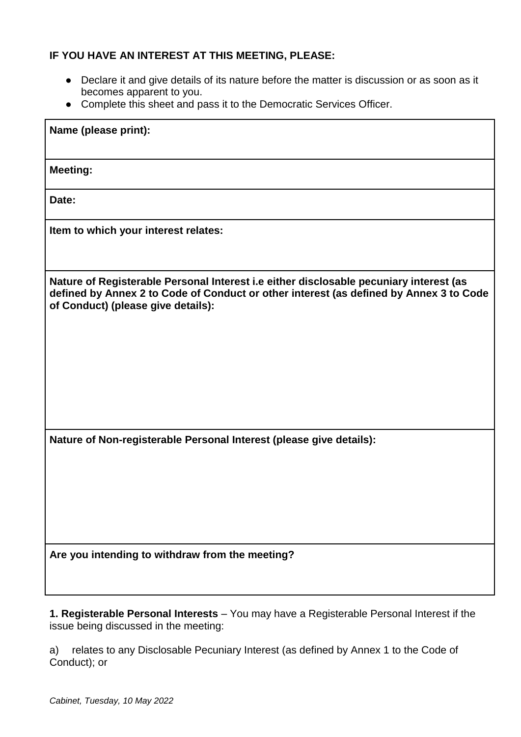**IF YOU HAVE AN INTEREST AT THIS MEETING, PLEASE:**

- Declare it and give details of its nature before the matter is discussion or as soon as it becomes apparent to you.
- Complete this sheet and pass it to the Democratic Services Officer.

| **Name (please print):** |
|---|
| **Meeting:** |
| **Date:** |
| **Item to which your interest relates:** |
| **Nature of Registerable Personal Interest i.e either disclosable pecuniary interest (as defined by Annex 2 to Code of Conduct or other interest (as defined by Annex 3 to Code of Conduct) (please give details):** |
| **Nature of Non-registerable Personal Interest (please give details):** |
| **Are you intending to withdraw from the meeting?** |

**1. Registerable Personal Interests** – You may have a Registerable Personal Interest if the issue being discussed in the meeting:

a) relates to any Disclosable Pecuniary Interest (as defined by Annex 1 to the Code of Conduct); or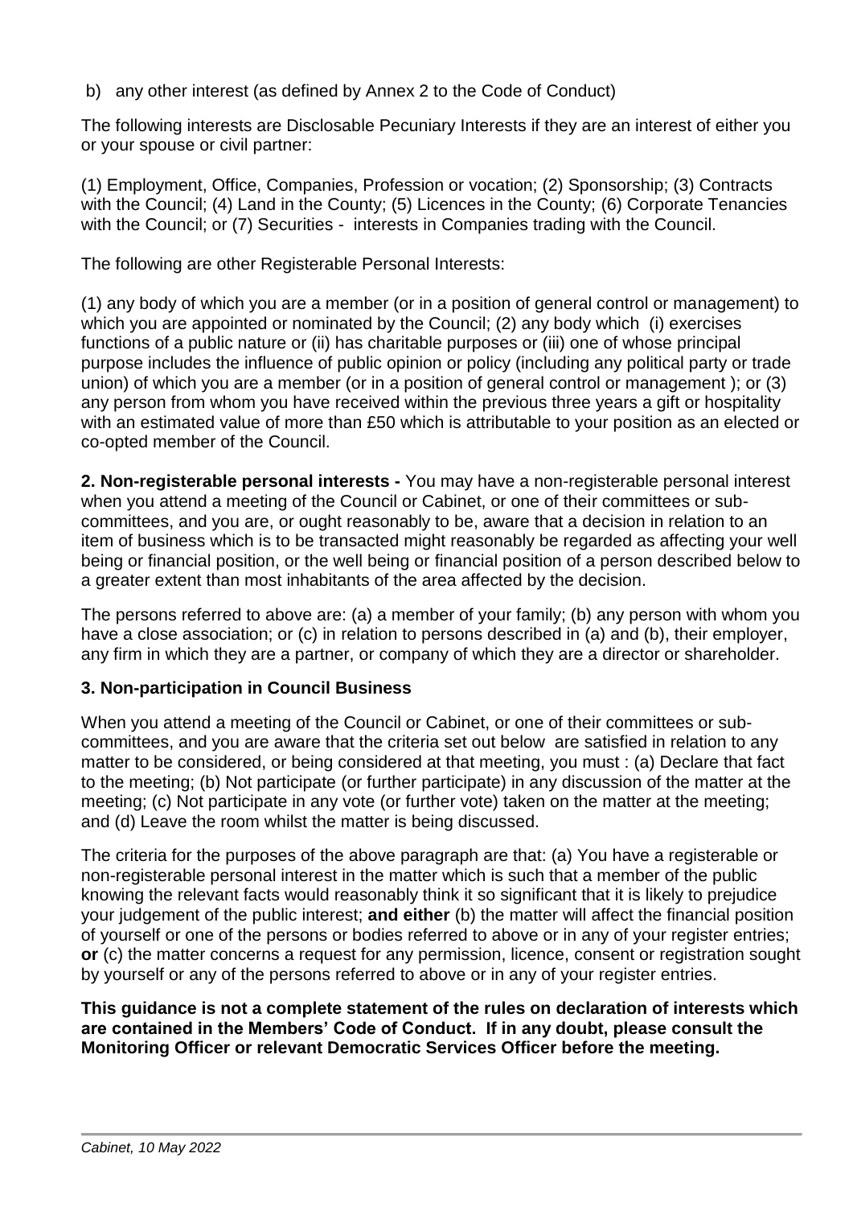b) any other interest (as defined by Annex 2 to the Code of Conduct)

The following interests are Disclosable Pecuniary Interests if they are an interest of either you or your spouse or civil partner:

(1) Employment, Office, Companies, Profession or vocation; (2) Sponsorship; (3) Contracts with the Council; (4) Land in the County; (5) Licences in the County; (6) Corporate Tenancies with the Council; or (7) Securities - interests in Companies trading with the Council.

The following are other Registerable Personal Interests:

(1) any body of which you are a member (or in a position of general control or management) to which you are appointed or nominated by the Council; (2) any body which (i) exercises functions of a public nature or (ii) has charitable purposes or (iii) one of whose principal purpose includes the influence of public opinion or policy (including any political party or trade union) of which you are a member (or in a position of general control or management ); or (3) any person from whom you have received within the previous three years a gift or hospitality with an estimated value of more than £50 which is attributable to your position as an elected or co-opted member of the Council.

**2. Non-registerable personal interests -** You may have a non-registerable personal interest when you attend a meeting of the Council or Cabinet, or one of their committees or sub-committees, and you are, or ought reasonably to be, aware that a decision in relation to an item of business which is to be transacted might reasonably be regarded as affecting your well being or financial position, or the well being or financial position of a person described below to a greater extent than most inhabitants of the area affected by the decision.

The persons referred to above are: (a) a member of your family; (b) any person with whom you have a close association; or (c) in relation to persons described in (a) and (b), their employer, any firm in which they are a partner, or company of which they are a director or shareholder.

**3. Non-participation in Council Business**

When you attend a meeting of the Council or Cabinet, or one of their committees or sub-committees, and you are aware that the criteria set out below are satisfied in relation to any matter to be considered, or being considered at that meeting, you must : (a) Declare that fact to the meeting; (b) Not participate (or further participate) in any discussion of the matter at the meeting; (c) Not participate in any vote (or further vote) taken on the matter at the meeting; and (d) Leave the room whilst the matter is being discussed.

The criteria for the purposes of the above paragraph are that: (a) You have a registerable or non-registerable personal interest in the matter which is such that a member of the public knowing the relevant facts would reasonably think it so significant that it is likely to prejudice your judgement of the public interest; **and either** (b) the matter will affect the financial position of yourself or one of the persons or bodies referred to above or in any of your register entries; **or** (c) the matter concerns a request for any permission, licence, consent or registration sought by yourself or any of the persons referred to above or in any of your register entries.

**This guidance is not a complete statement of the rules on declaration of interests which are contained in the Members' Code of Conduct. If in any doubt, please consult the Monitoring Officer or relevant Democratic Services Officer before the meeting.**